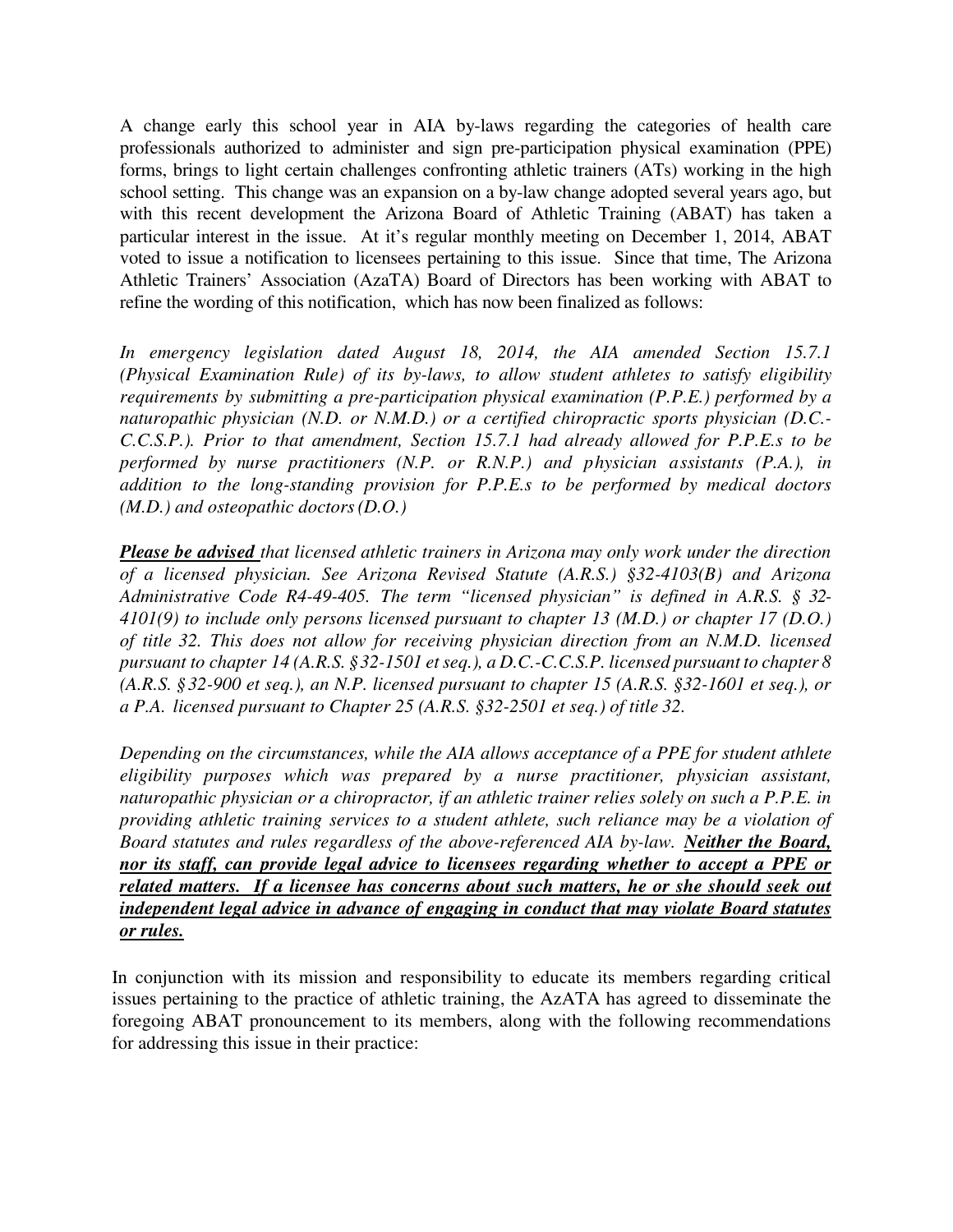A change early this school year in AIA by-laws regarding the categories of health care professionals authorized to administer and sign pre-participation physical examination (PPE) forms, brings to light certain challenges confronting athletic trainers (ATs) working in the high school setting. This change was an expansion on a by-law change adopted several years ago, but with this recent development the Arizona Board of Athletic Training (ABAT) has taken a particular interest in the issue. At it's regular monthly meeting on December 1, 2014, ABAT voted to issue a notification to licensees pertaining to this issue. Since that time, The Arizona Athletic Trainers' Association (AzaTA) Board of Directors has been working with ABAT to refine the wording of this notification, which has now been finalized as follows:

*In emergency legislation dated August 18, 2014, the AIA amended Section 15.7.1 (Physical Examination Rule) of its by-laws, to allow student athletes to satisfy eligibility requirements by submitting a pre-participation physical examination (P.P.E.) performed by a naturopathic physician (N.D. or N.M.D.) or a certified chiropractic sports physician (D.C.-C.C.S.P.). Prior to that amendment, Section 15.7.1 had already allowed for P.P.E.s to be performed by nurse practitioners (N.P. or R.N.P.) and physician assistants (P.A.), in addition to the long-standing provision for P.P.E.s to be performed by medical doctors (M.D.) and osteopathic doctors (D.O.)*

***<u>Please be advised</u>*** *that licensed athletic trainers in Arizona may only work under the direction of a licensed physician. See Arizona Revised Statute (A.R.S.) §32-4103(B) and Arizona Administrative Code R4-49-405. The term "licensed physician" is defined in A.R.S. § 32-4101(9) to include only persons licensed pursuant to chapter 13 (M.D.) or chapter 17 (D.O.) of title 32. This does not allow for receiving physician direction from an N.M.D. licensed pursuant to chapter 14 (A.R.S. §32-1501 et seq.), a D.C.-C.C.S.P. licensed pursuant to chapter 8 (A.R.S. §32-900 et seq.), an N.P. licensed pursuant to chapter 15 (A.R.S. §32-1601 et seq.), or a P.A. licensed pursuant to Chapter 25 (A.R.S. §32-2501 et seq.) of title 32.*

*Depending on the circumstances, while the AIA allows acceptance of a PPE for student athlete eligibility purposes which was prepared by a nurse practitioner, physician assistant, naturopathic physician or a chiropractor, if an athletic trainer relies solely on such a P.P.E. in providing athletic training services to a student athlete, such reliance may be a violation of Board statutes and rules regardless of the above-referenced AIA by-law.* ***<u>Neither the Board, nor its staff, can provide legal advice to licensees regarding whether to accept a PPE or related matters. If a licensee has concerns about such matters, he or she should seek out independent legal advice in advance of engaging in conduct that may violate Board statutes or rules.</u>***

In conjunction with its mission and responsibility to educate its members regarding critical issues pertaining to the practice of athletic training, the AzATA has agreed to disseminate the foregoing ABAT pronouncement to its members, along with the following recommendations for addressing this issue in their practice: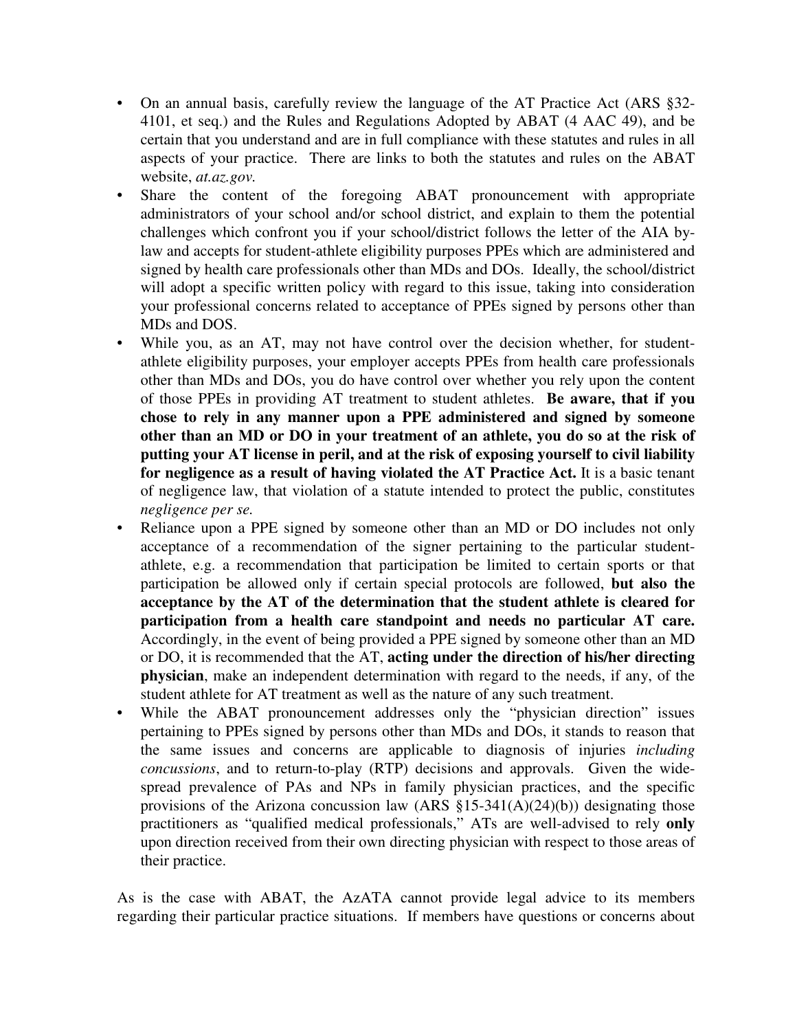- On an annual basis, carefully review the language of the AT Practice Act (ARS §32-4101, et seq.) and the Rules and Regulations Adopted by ABAT (4 AAC 49), and be certain that you understand and are in full compliance with these statutes and rules in all aspects of your practice. There are links to both the statutes and rules on the ABAT website, *at.az.gov.*
- Share the content of the foregoing ABAT pronouncement with appropriate administrators of your school and/or school district, and explain to them the potential challenges which confront you if your school/district follows the letter of the AIA by-law and accepts for student-athlete eligibility purposes PPEs which are administered and signed by health care professionals other than MDs and DOs. Ideally, the school/district will adopt a specific written policy with regard to this issue, taking into consideration your professional concerns related to acceptance of PPEs signed by persons other than MDs and DOS.
- While you, as an AT, may not have control over the decision whether, for student-athlete eligibility purposes, your employer accepts PPEs from health care professionals other than MDs and DOs, you do have control over whether you rely upon the content of those PPEs in providing AT treatment to student athletes. **Be aware, that if you chose to rely in any manner upon a PPE administered and signed by someone other than an MD or DO in your treatment of an athlete, you do so at the risk of putting your AT license in peril, and at the risk of exposing yourself to civil liability for negligence as a result of having violated the AT Practice Act.** It is a basic tenant of negligence law, that violation of a statute intended to protect the public, constitutes *negligence per se.*
- Reliance upon a PPE signed by someone other than an MD or DO includes not only acceptance of a recommendation of the signer pertaining to the particular student-athlete, e.g. a recommendation that participation be limited to certain sports or that participation be allowed only if certain special protocols are followed, **but also the acceptance by the AT of the determination that the student athlete is cleared for participation from a health care standpoint and needs no particular AT care.** Accordingly, in the event of being provided a PPE signed by someone other than an MD or DO, it is recommended that the AT, **acting under the direction of his/her directing physician**, make an independent determination with regard to the needs, if any, of the student athlete for AT treatment as well as the nature of any such treatment.
- While the ABAT pronouncement addresses only the "physician direction" issues pertaining to PPEs signed by persons other than MDs and DOs, it stands to reason that the same issues and concerns are applicable to diagnosis of injuries *including concussions*, and to return-to-play (RTP) decisions and approvals. Given the wide-spread prevalence of PAs and NPs in family physician practices, and the specific provisions of the Arizona concussion law (ARS §15-341(A)(24)(b)) designating those practitioners as "qualified medical professionals," ATs are well-advised to rely **only** upon direction received from their own directing physician with respect to those areas of their practice.

As is the case with ABAT, the AzATA cannot provide legal advice to its members regarding their particular practice situations. If members have questions or concerns about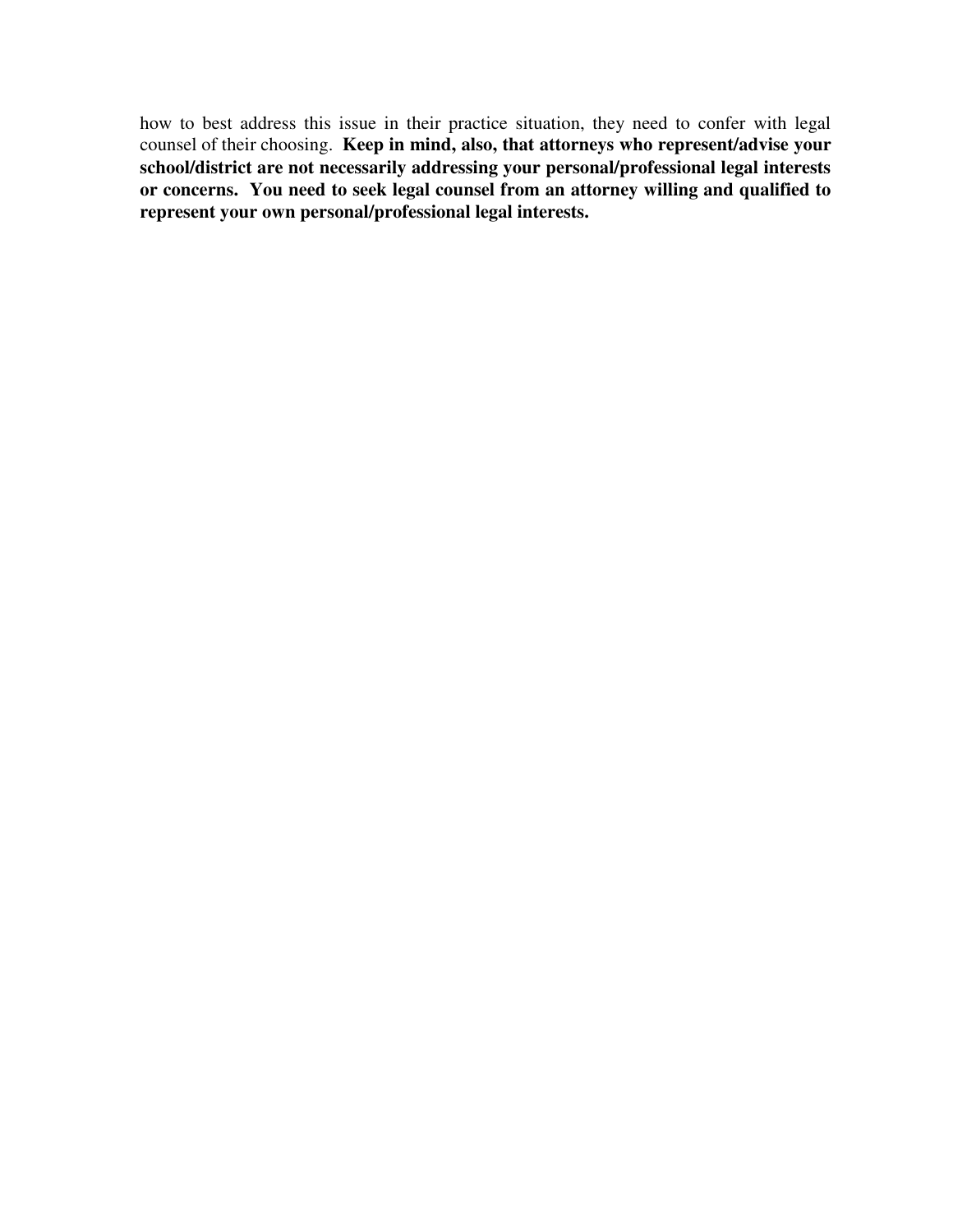how to best address this issue in their practice situation, they need to confer with legal counsel of their choosing. **Keep in mind, also, that attorneys who represent/advise your school/district are not necessarily addressing your personal/professional legal interests or concerns. You need to seek legal counsel from an attorney willing and qualified to represent your own personal/professional legal interests.**